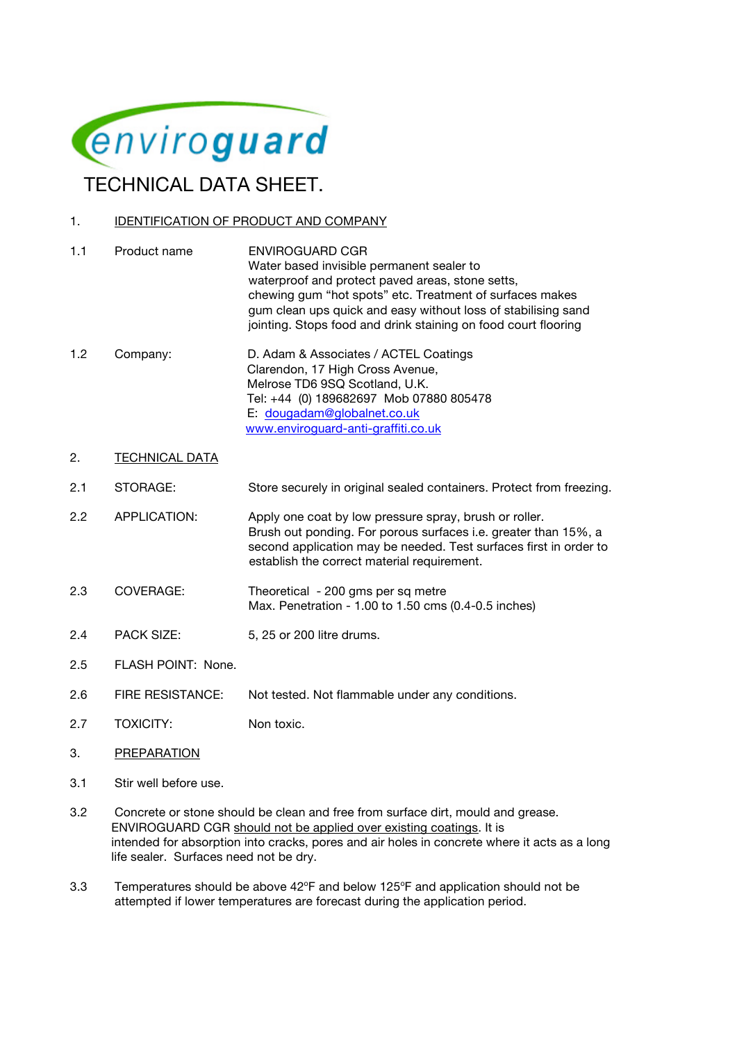enviroguard

# TECHNICAL DATA SHEET.

## 1. IDENTIFICATION OF PRODUCT AND COMPANY

1.1 Product name

ENVIROGUARD CGR
Water based invisible permanent sealer to waterproof and protect paved areas, stone setts, chewing gum "hot spots" etc. Treatment of surfaces makes gum clean ups quick and easy without loss of stabilising sand jointing. Stops food and drink staining on food court flooring

1.2 Company:

D. Adam & Associates / ACTEL Coatings
Clarendon, 17 High Cross Avenue,
Melrose TD6 9SQ Scotland, U.K.
Tel: +44 (0) 189682697 Mob 07880 805478
E: dougadam@globalnet.co.uk
www.enviroguard-anti-graffiti.co.uk

## 2. TECHNICAL DATA

2.1 STORAGE: Store securely in original sealed containers. Protect from freezing.

2.2 APPLICATION: Apply one coat by low pressure spray, brush or roller. Brush out ponding. For porous surfaces i.e. greater than 15%, a second application may be needed. Test surfaces first in order to establish the correct material requirement.

2.3 COVERAGE: Theoretical - 200 gms per sq metre
Max. Penetration - 1.00 to 1.50 cms (0.4-0.5 inches)

2.4 PACK SIZE: 5, 25 or 200 litre drums.

2.5 FLASH POINT: None.

2.6 FIRE RESISTANCE: Not tested. Not flammable under any conditions.

2.7 TOXICITY: Non toxic.

## 3. PREPARATION

3.1 Stir well before use.

3.2 Concrete or stone should be clean and free from surface dirt, mould and grease. ENVIROGUARD CGR should not be applied over existing coatings. It is intended for absorption into cracks, pores and air holes in concrete where it acts as a long life sealer. Surfaces need not be dry.

3.3 Temperatures should be above 42ºF and below 125ºF and application should not be attempted if lower temperatures are forecast during the application period.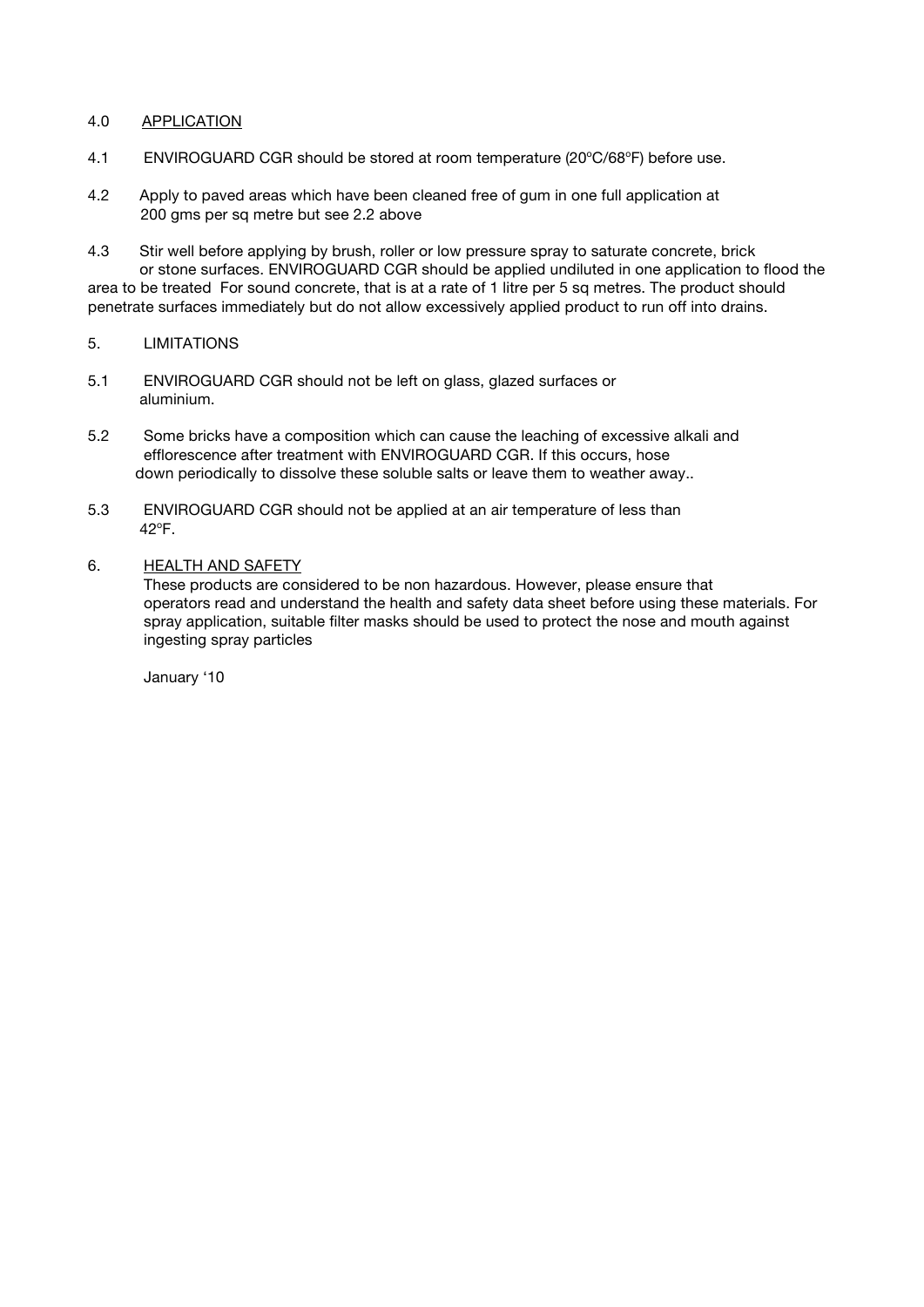## 4.0 APPLICATION

4.1 ENVIROGUARD CGR should be stored at room temperature (20ºC/68ºF) before use.

4.2 Apply to paved areas which have been cleaned free of gum in one full application at 200 gms per sq metre but see 2.2 above

4.3 Stir well before applying by brush, roller or low pressure spray to saturate concrete, brick or stone surfaces. ENVIROGUARD CGR should be applied undiluted in one application to flood the area to be treated For sound concrete, that is at a rate of 1 litre per 5 sq metres. The product should penetrate surfaces immediately but do not allow excessively applied product to run off into drains.

## 5. LIMITATIONS

5.1 ENVIROGUARD CGR should not be left on glass, glazed surfaces or aluminium.

5.2 Some bricks have a composition which can cause the leaching of excessive alkali and efflorescence after treatment with ENVIROGUARD CGR. If this occurs, hose down periodically to dissolve these soluble salts or leave them to weather away..

5.3 ENVIROGUARD CGR should not be applied at an air temperature of less than 42ºF.

## 6. HEALTH AND SAFETY

These products are considered to be non hazardous. However, please ensure that operators read and understand the health and safety data sheet before using these materials. For spray application, suitable filter masks should be used to protect the nose and mouth against ingesting spray particles

January ‘10